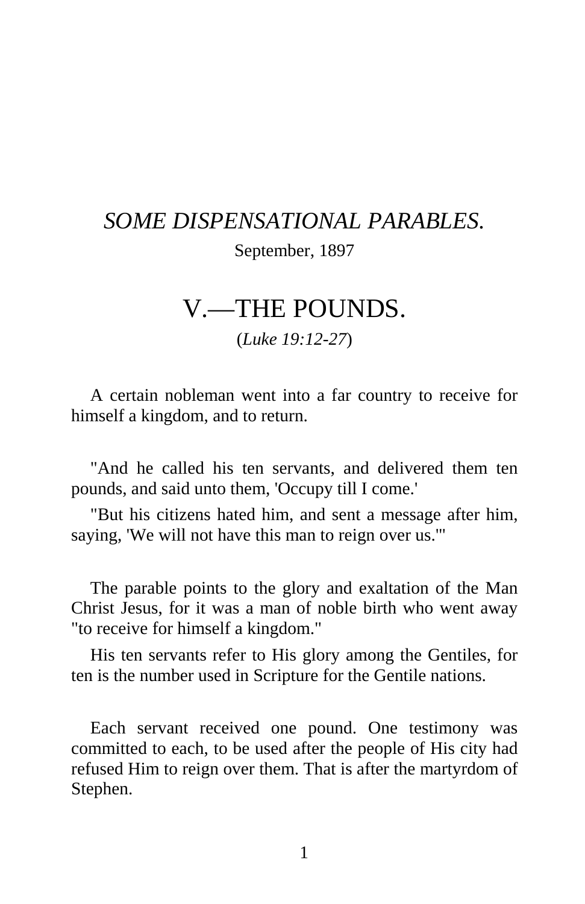# *SOME DISPENSATIONAL PARABLES.*

September, 1897

## V.—THE POUNDS.

(*Luke 19:12-27*)

A certain nobleman went into a far country to receive for himself a kingdom, and to return.

"And he called his ten servants, and delivered them ten pounds, and said unto them, 'Occupy till I come.'

"But his citizens hated him, and sent a message after him, saying, 'We will not have this man to reign over us.'"

The parable points to the glory and exaltation of the Man Christ Jesus, for it was a man of noble birth who went away "to receive for himself a kingdom."

His ten servants refer to His glory among the Gentiles, for ten is the number used in Scripture for the Gentile nations.

Each servant received one pound. One testimony was committed to each, to be used after the people of His city had refused Him to reign over them. That is after the martyrdom of Stephen.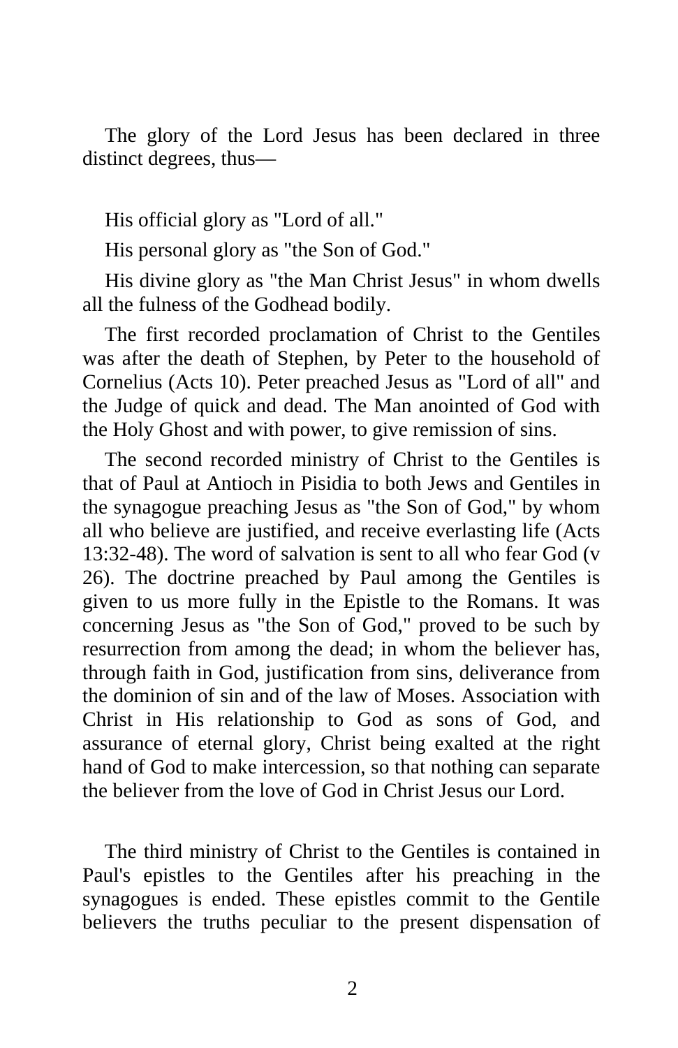The glory of the Lord Jesus has been declared in three distinct degrees, thus—

His official glory as "Lord of all."

His personal glory as "the Son of God."

His divine glory as "the Man Christ Jesus" in whom dwells all the fulness of the Godhead bodily.

The first recorded proclamation of Christ to the Gentiles was after the death of Stephen, by Peter to the household of Cornelius (Acts 10). Peter preached Jesus as "Lord of all" and the Judge of quick and dead. The Man anointed of God with the Holy Ghost and with power, to give remission of sins.

The second recorded ministry of Christ to the Gentiles is that of Paul at Antioch in Pisidia to both Jews and Gentiles in the synagogue preaching Jesus as "the Son of God," by whom all who believe are justified, and receive everlasting life (Acts 13:32-48). The word of salvation is sent to all who fear God (v 26). The doctrine preached by Paul among the Gentiles is given to us more fully in the Epistle to the Romans. It was concerning Jesus as "the Son of God," proved to be such by resurrection from among the dead; in whom the believer has, through faith in God, justification from sins, deliverance from the dominion of sin and of the law of Moses. Association with Christ in His relationship to God as sons of God, and assurance of eternal glory, Christ being exalted at the right hand of God to make intercession, so that nothing can separate the believer from the love of God in Christ Jesus our Lord.

The third ministry of Christ to the Gentiles is contained in Paul's epistles to the Gentiles after his preaching in the synagogues is ended. These epistles commit to the Gentile believers the truths peculiar to the present dispensation of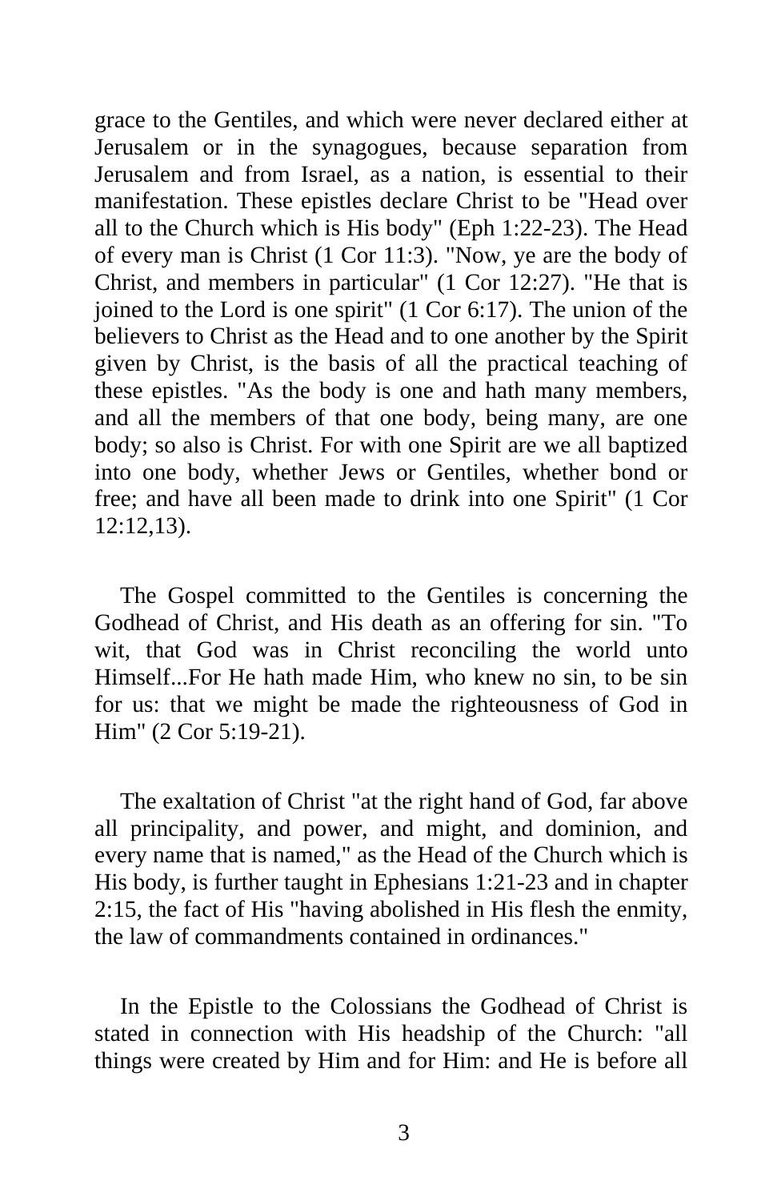grace to the Gentiles, and which were never declared either at Jerusalem or in the synagogues, because separation from Jerusalem and from Israel, as a nation, is essential to their manifestation. These epistles declare Christ to be "Head over all to the Church which is His body" (Eph 1:22-23). The Head of every man is Christ (1 Cor 11:3). "Now, ye are the body of Christ, and members in particular" (1 Cor 12:27). "He that is joined to the Lord is one spirit" (1 Cor 6:17). The union of the believers to Christ as the Head and to one another by the Spirit given by Christ, is the basis of all the practical teaching of these epistles. "As the body is one and hath many members, and all the members of that one body, being many, are one body; so also is Christ. For with one Spirit are we all baptized into one body, whether Jews or Gentiles, whether bond or free; and have all been made to drink into one Spirit" (1 Cor 12:12,13).

The Gospel committed to the Gentiles is concerning the Godhead of Christ, and His death as an offering for sin. "To wit, that God was in Christ reconciling the world unto Himself...For He hath made Him, who knew no sin, to be sin for us: that we might be made the righteousness of God in Him" (2 Cor 5:19-21).

The exaltation of Christ "at the right hand of God, far above all principality, and power, and might, and dominion, and every name that is named," as the Head of the Church which is His body, is further taught in Ephesians 1:21-23 and in chapter 2:15, the fact of His "having abolished in His flesh the enmity, the law of commandments contained in ordinances."

In the Epistle to the Colossians the Godhead of Christ is stated in connection with His headship of the Church: "all things were created by Him and for Him: and He is before all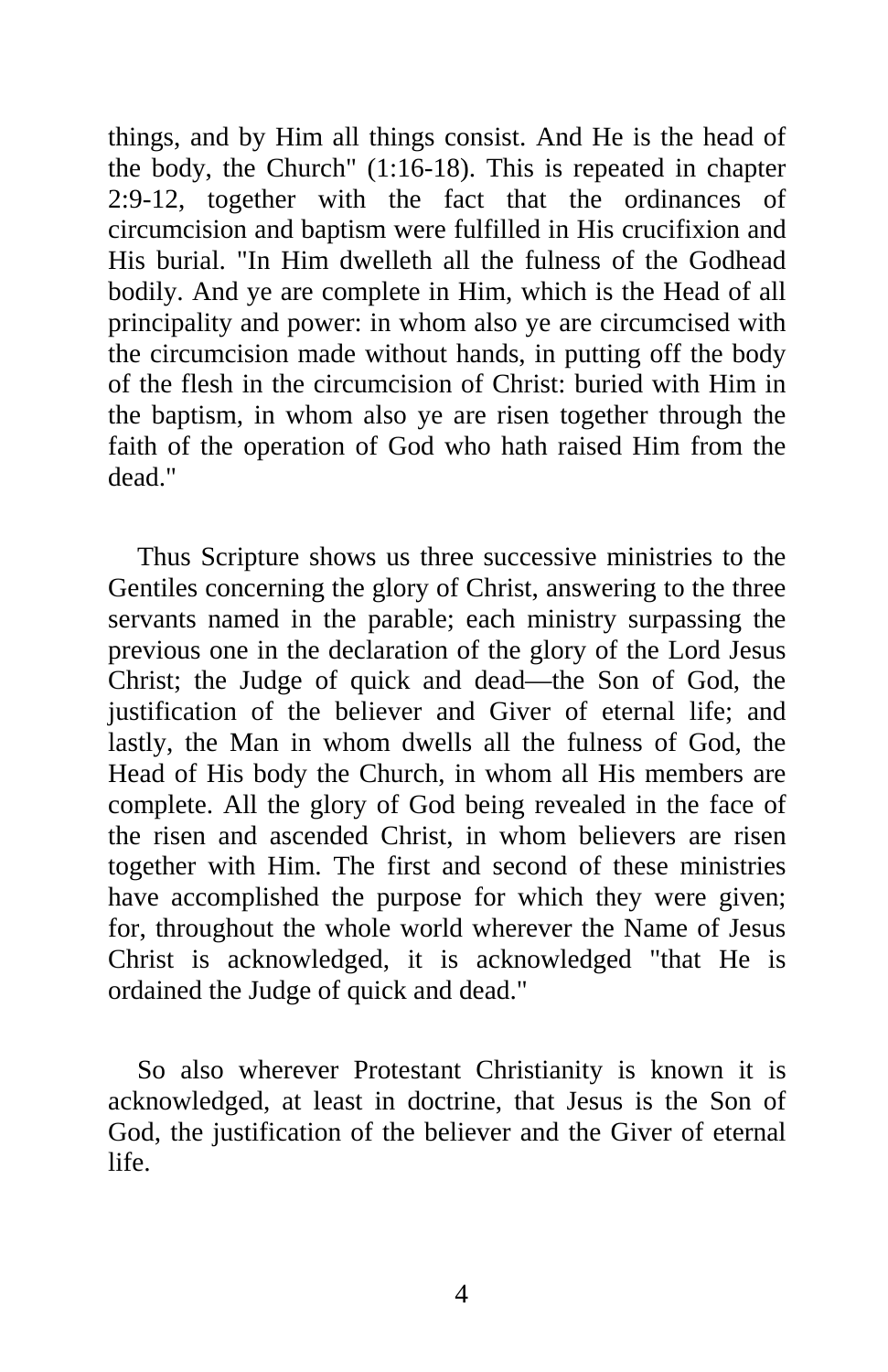things, and by Him all things consist. And He is the head of the body, the Church" (1:16-18). This is repeated in chapter 2:9-12, together with the fact that the ordinances of circumcision and baptism were fulfilled in His crucifixion and His burial. "In Him dwelleth all the fulness of the Godhead bodily. And ye are complete in Him, which is the Head of all principality and power: in whom also ye are circumcised with the circumcision made without hands, in putting off the body of the flesh in the circumcision of Christ: buried with Him in the baptism, in whom also ye are risen together through the faith of the operation of God who hath raised Him from the dead."

Thus Scripture shows us three successive ministries to the Gentiles concerning the glory of Christ, answering to the three servants named in the parable; each ministry surpassing the previous one in the declaration of the glory of the Lord Jesus Christ; the Judge of quick and dead—the Son of God, the justification of the believer and Giver of eternal life; and lastly, the Man in whom dwells all the fulness of God, the Head of His body the Church, in whom all His members are complete. All the glory of God being revealed in the face of the risen and ascended Christ, in whom believers are risen together with Him. The first and second of these ministries have accomplished the purpose for which they were given; for, throughout the whole world wherever the Name of Jesus Christ is acknowledged, it is acknowledged "that He is ordained the Judge of quick and dead."

So also wherever Protestant Christianity is known it is acknowledged, at least in doctrine, that Jesus is the Son of God, the justification of the believer and the Giver of eternal life.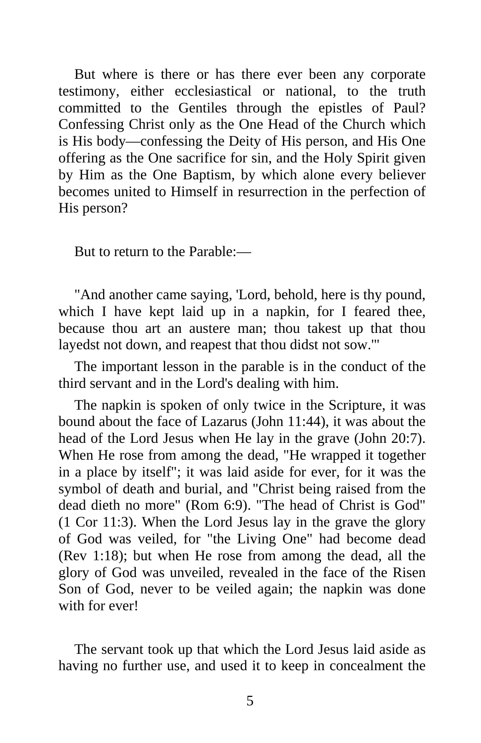But where is there or has there ever been any corporate testimony, either ecclesiastical or national, to the truth committed to the Gentiles through the epistles of Paul? Confessing Christ only as the One Head of the Church which is His body—confessing the Deity of His person, and His One offering as the One sacrifice for sin, and the Holy Spirit given by Him as the One Baptism, by which alone every believer becomes united to Himself in resurrection in the perfection of His person?

But to return to the Parable:—

"And another came saying, 'Lord, behold, here is thy pound, which I have kept laid up in a napkin, for I feared thee, because thou art an austere man; thou takest up that thou layedst not down, and reapest that thou didst not sow.'"

The important lesson in the parable is in the conduct of the third servant and in the Lord's dealing with him.

The napkin is spoken of only twice in the Scripture, it was bound about the face of Lazarus (John 11:44), it was about the head of the Lord Jesus when He lay in the grave (John 20:7). When He rose from among the dead, "He wrapped it together in a place by itself"; it was laid aside for ever, for it was the symbol of death and burial, and "Christ being raised from the dead dieth no more" (Rom 6:9). "The head of Christ is God" (1 Cor 11:3). When the Lord Jesus lay in the grave the glory of God was veiled, for "the Living One" had become dead (Rev 1:18); but when He rose from among the dead, all the glory of God was unveiled, revealed in the face of the Risen Son of God, never to be veiled again; the napkin was done with for ever!

The servant took up that which the Lord Jesus laid aside as having no further use, and used it to keep in concealment the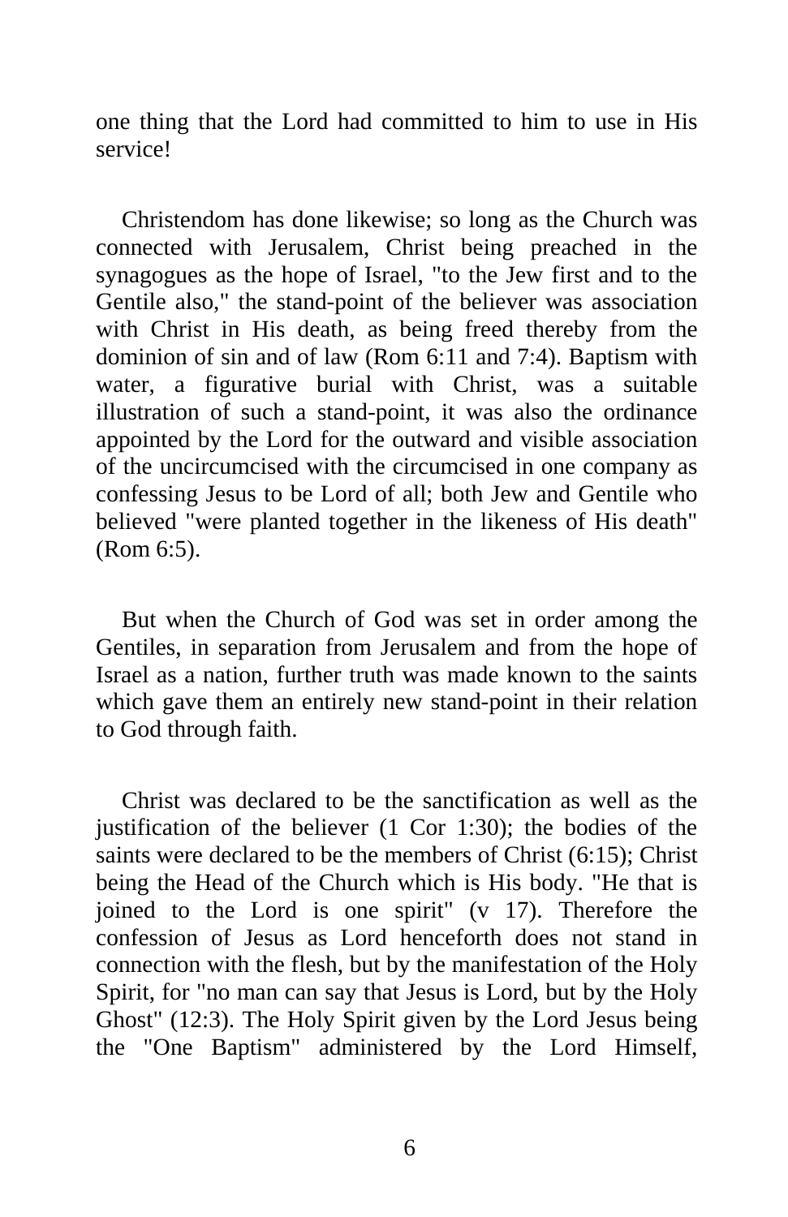one thing that the Lord had committed to him to use in His service!

Christendom has done likewise; so long as the Church was connected with Jerusalem, Christ being preached in the synagogues as the hope of Israel, "to the Jew first and to the Gentile also," the stand-point of the believer was association with Christ in His death, as being freed thereby from the dominion of sin and of law (Rom 6:11 and 7:4). Baptism with water, a figurative burial with Christ, was a suitable illustration of such a stand-point, it was also the ordinance appointed by the Lord for the outward and visible association of the uncircumcised with the circumcised in one company as confessing Jesus to be Lord of all; both Jew and Gentile who believed "were planted together in the likeness of His death" (Rom 6:5).

But when the Church of God was set in order among the Gentiles, in separation from Jerusalem and from the hope of Israel as a nation, further truth was made known to the saints which gave them an entirely new stand-point in their relation to God through faith.

Christ was declared to be the sanctification as well as the justification of the believer (1 Cor 1:30); the bodies of the saints were declared to be the members of Christ (6:15); Christ being the Head of the Church which is His body. "He that is joined to the Lord is one spirit" (v 17). Therefore the confession of Jesus as Lord henceforth does not stand in connection with the flesh, but by the manifestation of the Holy Spirit, for "no man can say that Jesus is Lord, but by the Holy Ghost" (12:3). The Holy Spirit given by the Lord Jesus being the "One Baptism" administered by the Lord Himself,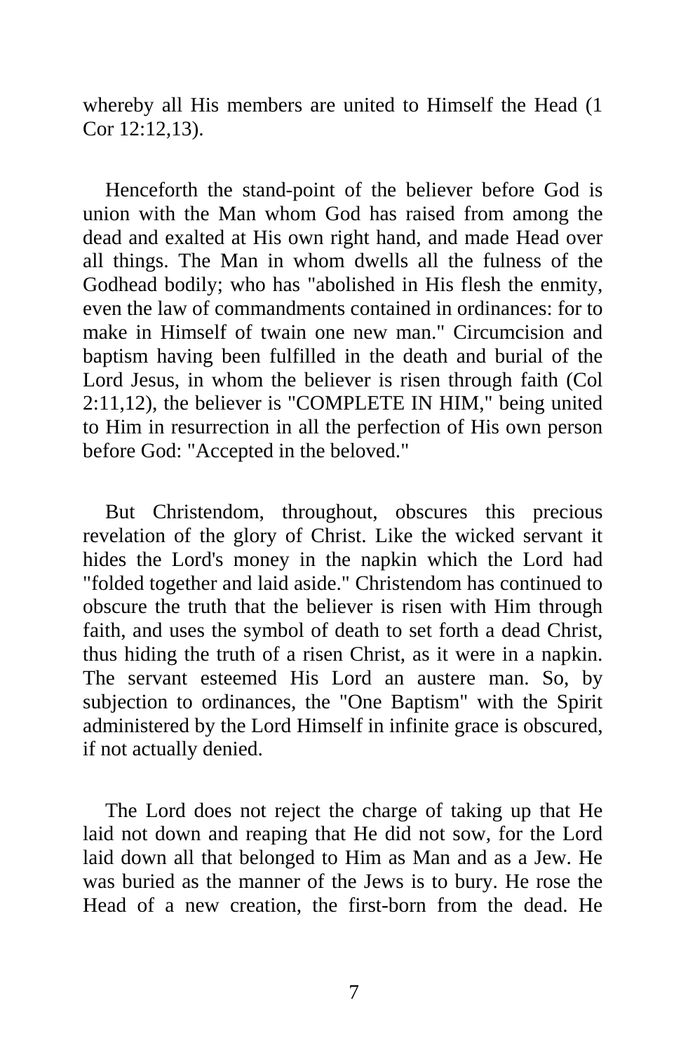whereby all His members are united to Himself the Head (1 Cor 12:12,13).

Henceforth the stand-point of the believer before God is union with the Man whom God has raised from among the dead and exalted at His own right hand, and made Head over all things. The Man in whom dwells all the fulness of the Godhead bodily; who has "abolished in His flesh the enmity, even the law of commandments contained in ordinances: for to make in Himself of twain one new man." Circumcision and baptism having been fulfilled in the death and burial of the Lord Jesus, in whom the believer is risen through faith (Col 2:11,12), the believer is "COMPLETE IN HIM," being united to Him in resurrection in all the perfection of His own person before God: "Accepted in the beloved."

But Christendom, throughout, obscures this precious revelation of the glory of Christ. Like the wicked servant it hides the Lord's money in the napkin which the Lord had "folded together and laid aside." Christendom has continued to obscure the truth that the believer is risen with Him through faith, and uses the symbol of death to set forth a dead Christ, thus hiding the truth of a risen Christ, as it were in a napkin. The servant esteemed His Lord an austere man. So, by subjection to ordinances, the "One Baptism" with the Spirit administered by the Lord Himself in infinite grace is obscured, if not actually denied.

The Lord does not reject the charge of taking up that He laid not down and reaping that He did not sow, for the Lord laid down all that belonged to Him as Man and as a Jew. He was buried as the manner of the Jews is to bury. He rose the Head of a new creation, the first-born from the dead. He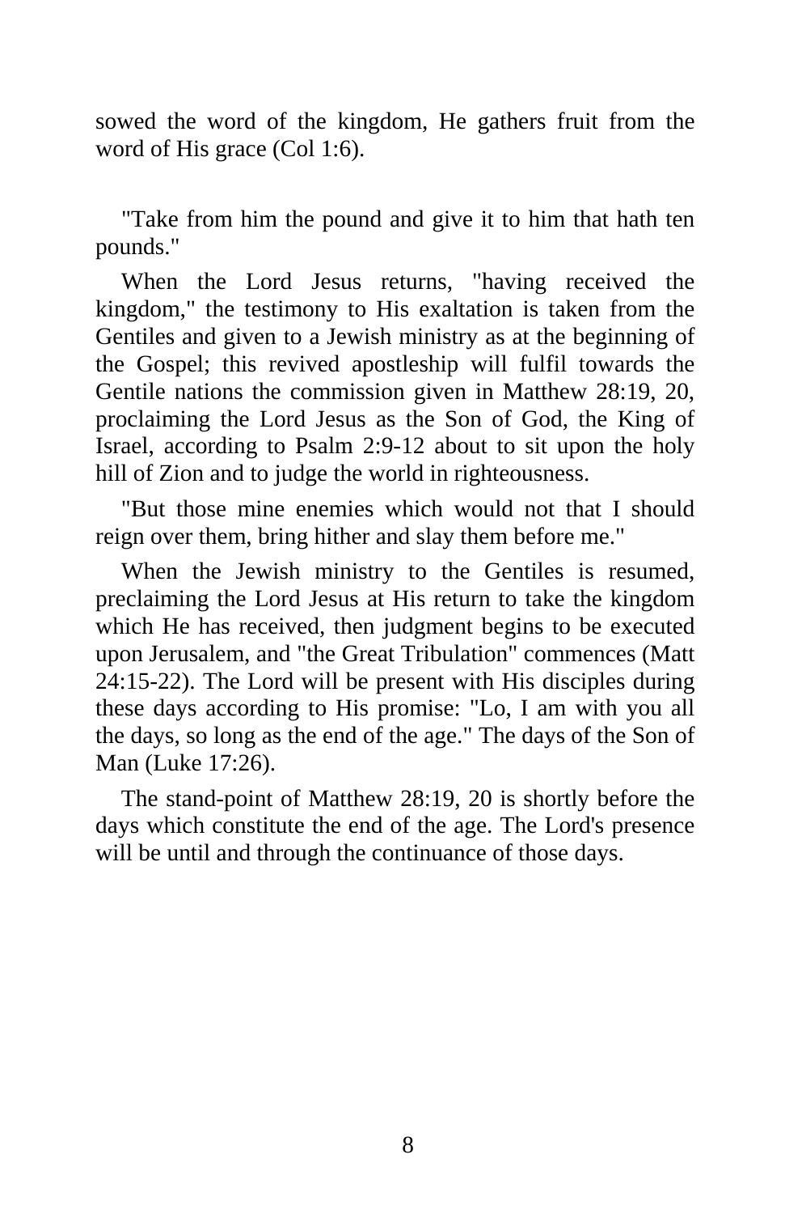sowed the word of the kingdom, He gathers fruit from the word of His grace (Col 1:6).

"Take from him the pound and give it to him that hath ten pounds."

When the Lord Jesus returns, "having received the kingdom," the testimony to His exaltation is taken from the Gentiles and given to a Jewish ministry as at the beginning of the Gospel; this revived apostleship will fulfil towards the Gentile nations the commission given in Matthew 28:19, 20, proclaiming the Lord Jesus as the Son of God, the King of Israel, according to Psalm 2:9-12 about to sit upon the holy hill of Zion and to judge the world in righteousness.

"But those mine enemies which would not that I should reign over them, bring hither and slay them before me."

When the Jewish ministry to the Gentiles is resumed, preclaiming the Lord Jesus at His return to take the kingdom which He has received, then judgment begins to be executed upon Jerusalem, and "the Great Tribulation" commences (Matt 24:15-22). The Lord will be present with His disciples during these days according to His promise: "Lo, I am with you all the days, so long as the end of the age." The days of the Son of Man (Luke 17:26).

The stand-point of Matthew 28:19, 20 is shortly before the days which constitute the end of the age. The Lord's presence will be until and through the continuance of those days.